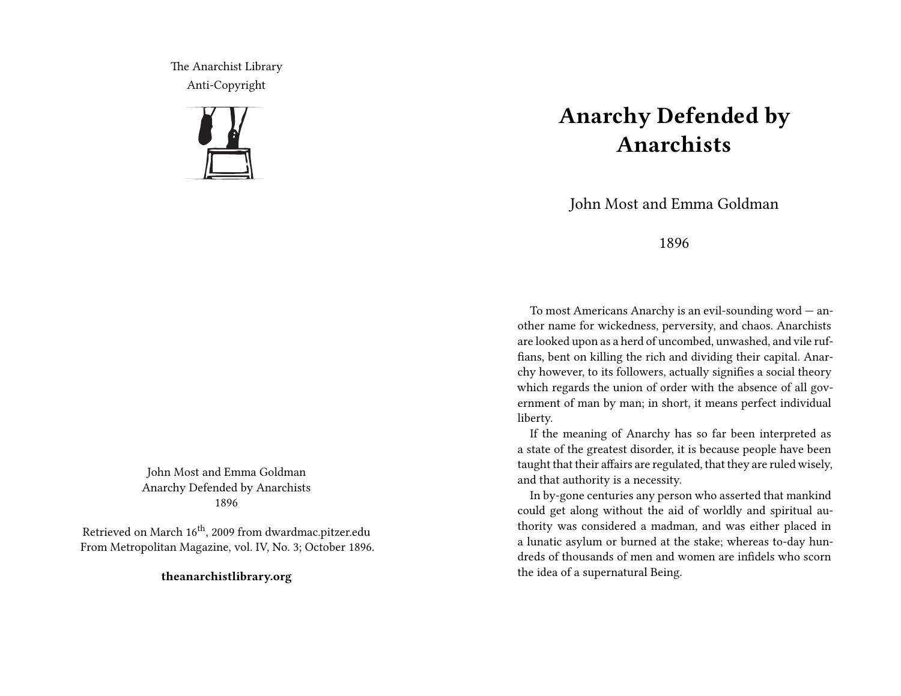The Anarchist Library
Anti-Copyright

John Most and Emma Goldman
Anarchy Defended by Anarchists
1896

Retrieved on March 16th, 2009 from dwardmac.pitzer.edu
From Metropolitan Magazine, vol. IV, No. 3; October 1896.

**theanarchistlibrary.org**

# Anarchy Defended by Anarchists

John Most and Emma Goldman

1896

To most Americans Anarchy is an evil-sounding word — another name for wickedness, perversity, and chaos. Anarchists are looked upon as a herd of uncombed, unwashed, and vile ruffians, bent on killing the rich and dividing their capital. Anarchy however, to its followers, actually signifies a social theory which regards the union of order with the absence of all government of man by man; in short, it means perfect individual liberty.

If the meaning of Anarchy has so far been interpreted as a state of the greatest disorder, it is because people have been taught that their affairs are regulated, that they are ruled wisely, and that authority is a necessity.

In by-gone centuries any person who asserted that mankind could get along without the aid of worldly and spiritual authority was considered a madman, and was either placed in a lunatic asylum or burned at the stake; whereas to-day hundreds of thousands of men and women are infidels who scorn the idea of a supernatural Being.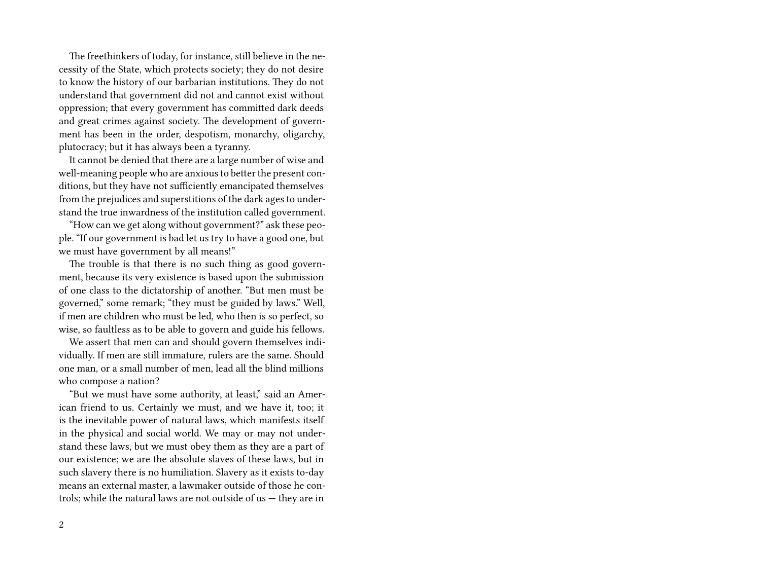The freethinkers of today, for instance, still believe in the necessity of the State, which protects society; they do not desire to know the history of our barbarian institutions. They do not understand that government did not and cannot exist without oppression; that every government has committed dark deeds and great crimes against society. The development of government has been in the order, despotism, monarchy, oligarchy, plutocracy; but it has always been a tyranny.

It cannot be denied that there are a large number of wise and well-meaning people who are anxious to better the present conditions, but they have not sufficiently emancipated themselves from the prejudices and superstitions of the dark ages to understand the true inwardness of the institution called government.

"How can we get along without government?" ask these people. "If our government is bad let us try to have a good one, but we must have government by all means!"

The trouble is that there is no such thing as good government, because its very existence is based upon the submission of one class to the dictatorship of another. "But men must be governed," some remark; "they must be guided by laws." Well, if men are children who must be led, who then is so perfect, so wise, so faultless as to be able to govern and guide his fellows.

We assert that men can and should govern themselves individually. If men are still immature, rulers are the same. Should one man, or a small number of men, lead all the blind millions who compose a nation?

"But we must have some authority, at least," said an American friend to us. Certainly we must, and we have it, too; it is the inevitable power of natural laws, which manifests itself in the physical and social world. We may or may not understand these laws, but we must obey them as they are a part of our existence; we are the absolute slaves of these laws, but in such slavery there is no humiliation. Slavery as it exists to-day means an external master, a lawmaker outside of those he controls; while the natural laws are not outside of us — they are in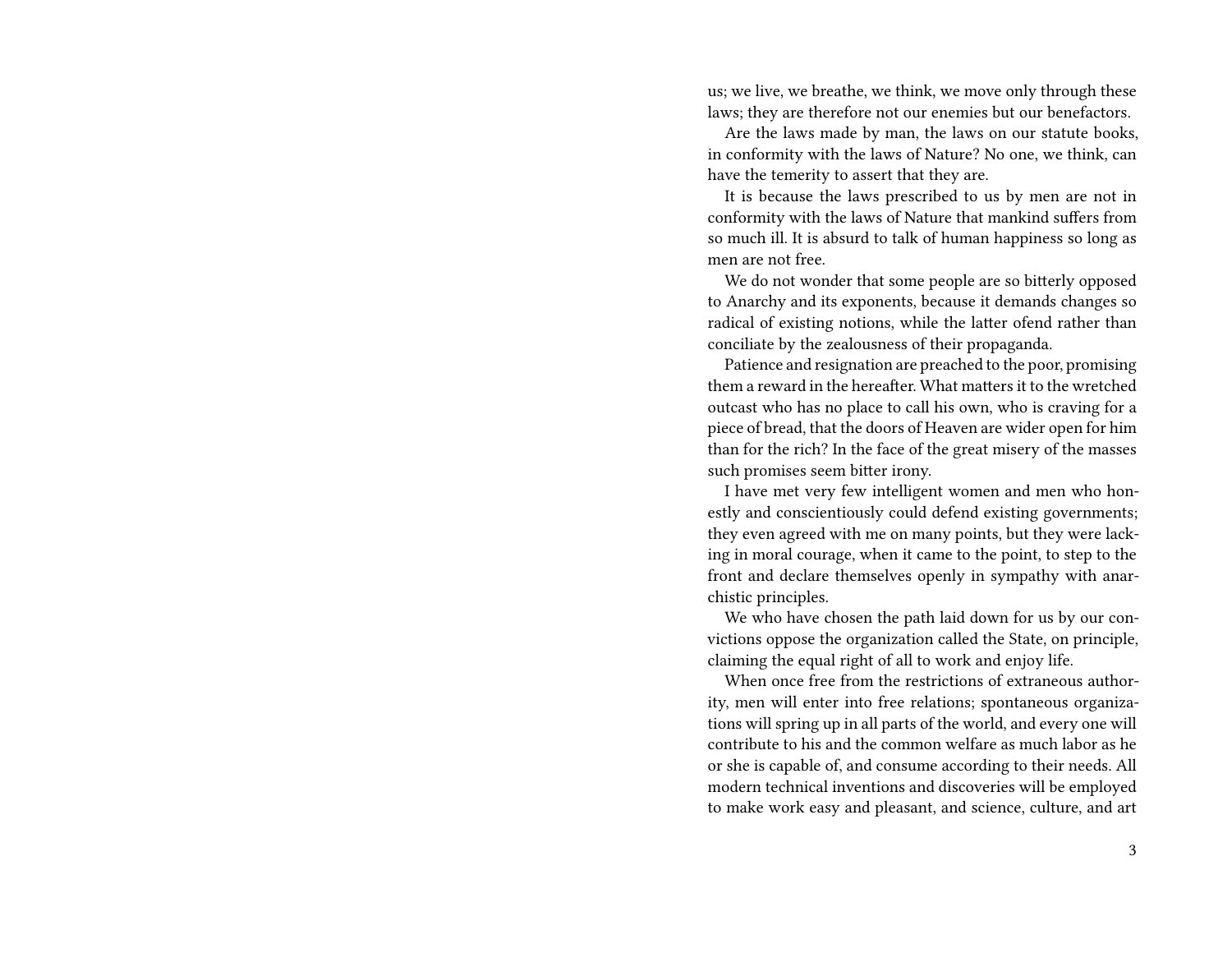us; we live, we breathe, we think, we move only through these laws; they are therefore not our enemies but our benefactors.

Are the laws made by man, the laws on our statute books, in conformity with the laws of Nature? No one, we think, can have the temerity to assert that they are.

It is because the laws prescribed to us by men are not in conformity with the laws of Nature that mankind suffers from so much ill. It is absurd to talk of human happiness so long as men are not free.

We do not wonder that some people are so bitterly opposed to Anarchy and its exponents, because it demands changes so radical of existing notions, while the latter ofend rather than conciliate by the zealousness of their propaganda.

Patience and resignation are preached to the poor, promising them a reward in the hereafter. What matters it to the wretched outcast who has no place to call his own, who is craving for a piece of bread, that the doors of Heaven are wider open for him than for the rich? In the face of the great misery of the masses such promises seem bitter irony.

I have met very few intelligent women and men who honestly and conscientiously could defend existing governments; they even agreed with me on many points, but they were lacking in moral courage, when it came to the point, to step to the front and declare themselves openly in sympathy with anarchistic principles.

We who have chosen the path laid down for us by our convictions oppose the organization called the State, on principle, claiming the equal right of all to work and enjoy life.

When once free from the restrictions of extraneous authority, men will enter into free relations; spontaneous organizations will spring up in all parts of the world, and every one will contribute to his and the common welfare as much labor as he or she is capable of, and consume according to their needs. All modern technical inventions and discoveries will be employed to make work easy and pleasant, and science, culture, and art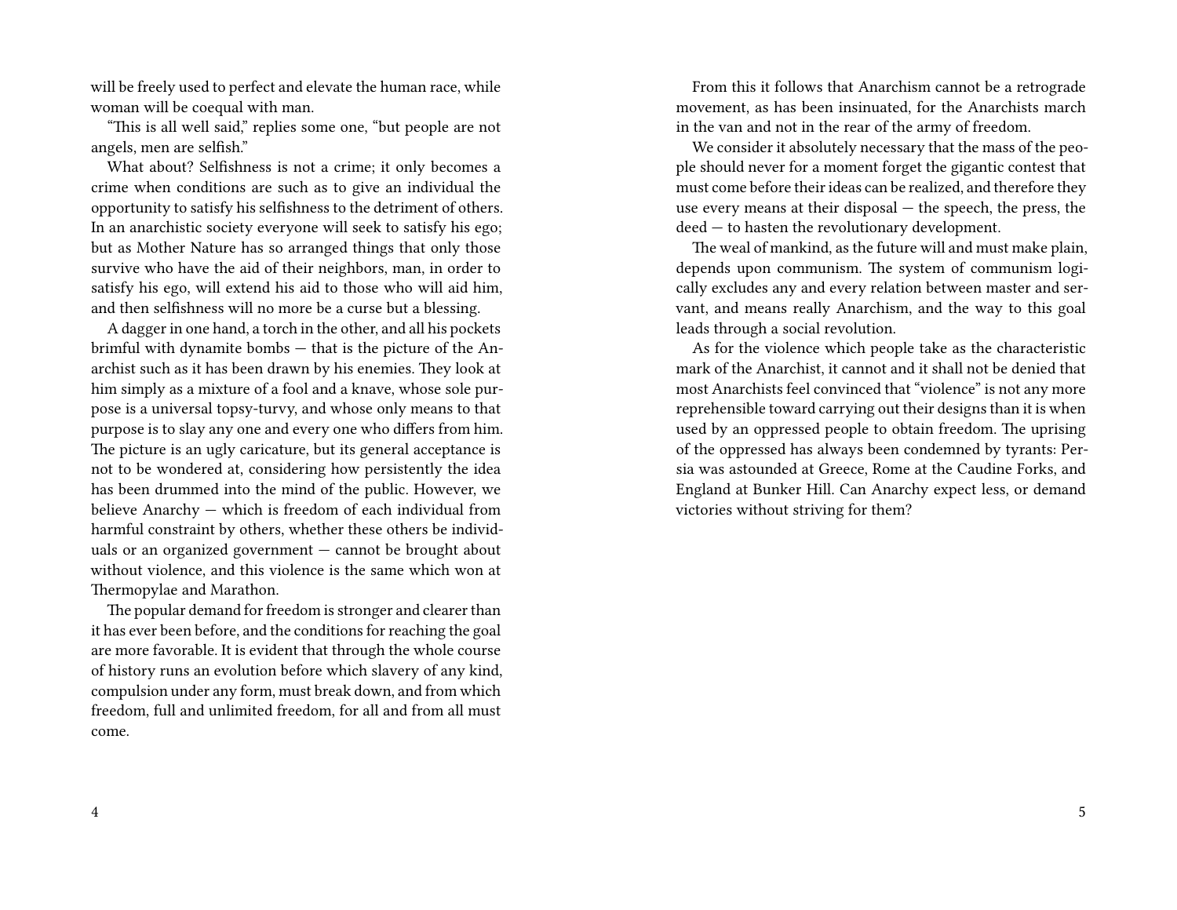will be freely used to perfect and elevate the human race, while woman will be coequal with man.

"This is all well said," replies some one, "but people are not angels, men are selfish."

What about? Selfishness is not a crime; it only becomes a crime when conditions are such as to give an individual the opportunity to satisfy his selfishness to the detriment of others. In an anarchistic society everyone will seek to satisfy his ego; but as Mother Nature has so arranged things that only those survive who have the aid of their neighbors, man, in order to satisfy his ego, will extend his aid to those who will aid him, and then selfishness will no more be a curse but a blessing.

A dagger in one hand, a torch in the other, and all his pockets brimful with dynamite bombs — that is the picture of the Anarchist such as it has been drawn by his enemies. They look at him simply as a mixture of a fool and a knave, whose sole purpose is a universal topsy-turvy, and whose only means to that purpose is to slay any one and every one who differs from him. The picture is an ugly caricature, but its general acceptance is not to be wondered at, considering how persistently the idea has been drummed into the mind of the public. However, we believe Anarchy — which is freedom of each individual from harmful constraint by others, whether these others be individuals or an organized government — cannot be brought about without violence, and this violence is the same which won at Thermopylae and Marathon.

The popular demand for freedom is stronger and clearer than it has ever been before, and the conditions for reaching the goal are more favorable. It is evident that through the whole course of history runs an evolution before which slavery of any kind, compulsion under any form, must break down, and from which freedom, full and unlimited freedom, for all and from all must come.

From this it follows that Anarchism cannot be a retrograde movement, as has been insinuated, for the Anarchists march in the van and not in the rear of the army of freedom.

We consider it absolutely necessary that the mass of the people should never for a moment forget the gigantic contest that must come before their ideas can be realized, and therefore they use every means at their disposal — the speech, the press, the deed — to hasten the revolutionary development.

The weal of mankind, as the future will and must make plain, depends upon communism. The system of communism logically excludes any and every relation between master and servant, and means really Anarchism, and the way to this goal leads through a social revolution.

As for the violence which people take as the characteristic mark of the Anarchist, it cannot and it shall not be denied that most Anarchists feel convinced that "violence" is not any more reprehensible toward carrying out their designs than it is when used by an oppressed people to obtain freedom. The uprising of the oppressed has always been condemned by tyrants: Persia was astounded at Greece, Rome at the Caudine Forks, and England at Bunker Hill. Can Anarchy expect less, or demand victories without striving for them?